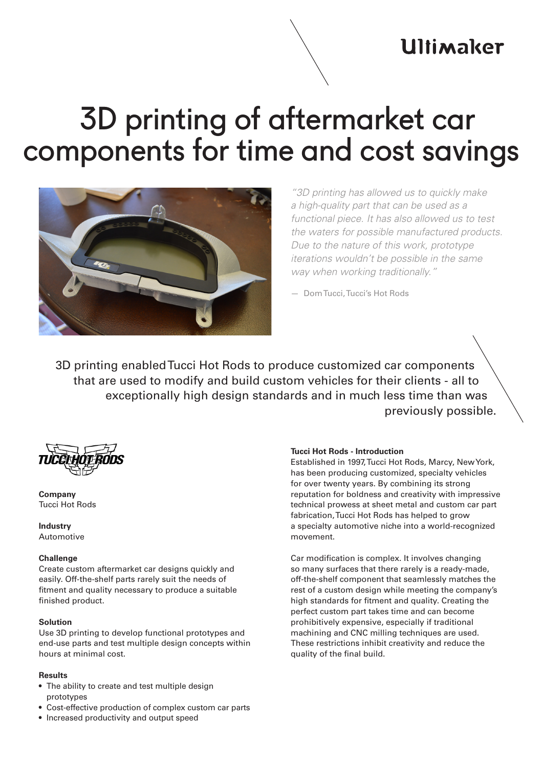Ultimaker

# 3D printing of aftermarket car components for time and cost savings

*"3D printing has allowed us to quickly make a high-quality part that can be used as a functional piece. It has also allowed us to test the waters for possible manufactured products. Due to the nature of this work, prototype iterations wouldn't be possible in the same way when working traditionally."*

— Dom Tucci, Tucci's Hot Rods

3D printing enabled Tucci Hot Rods to produce customized car components that are used to modify and build custom vehicles for their clients - all to exceptionally high design standards and in much less time than was previously possible.

**Company**
Tucci Hot Rods

**Industry**
Automotive

**Challenge**
Create custom aftermarket car designs quickly and easily. Off-the-shelf parts rarely suit the needs of fitment and quality necessary to produce a suitable finished product.

**Solution**
Use 3D printing to develop functional prototypes and end-use parts and test multiple design concepts within hours at minimal cost.

**Results**

- The ability to create and test multiple design prototypes
- Cost-effective production of complex custom car parts
- Increased productivity and output speed

**Tucci Hot Rods - Introduction**

Established in 1997, Tucci Hot Rods, Marcy, New York, has been producing customized, specialty vehicles for over twenty years. By combining its strong reputation for boldness and creativity with impressive technical prowess at sheet metal and custom car part fabrication, Tucci Hot Rods has helped to grow a specialty automotive niche into a world-recognized movement.

Car modification is complex. It involves changing so many surfaces that there rarely is a ready-made, off-the-shelf component that seamlessly matches the rest of a custom design while meeting the company's high standards for fitment and quality. Creating the perfect custom part takes time and can become prohibitively expensive, especially if traditional machining and CNC milling techniques are used. These restrictions inhibit creativity and reduce the quality of the final build.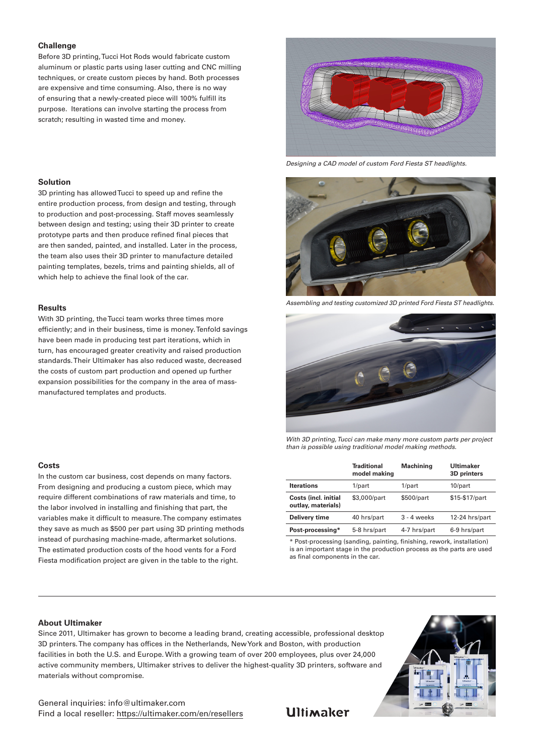### Challenge

Before 3D printing, Tucci Hot Rods would fabricate custom aluminum or plastic parts using laser cutting and CNC milling techniques, or create custom pieces by hand. Both processes are expensive and time consuming. Also, there is no way of ensuring that a newly-created piece will 100% fulfill its purpose. Iterations can involve starting the process from scratch; resulting in wasted time and money.

*Designing a CAD model of custom Ford Fiesta ST headlights.*

### Solution

3D printing has allowed Tucci to speed up and refine the entire production process, from design and testing, through to production and post-processing. Staff moves seamlessly between design and testing; using their 3D printer to create prototype parts and then produce refined final pieces that are then sanded, painted, and installed. Later in the process, the team also uses their 3D printer to manufacture detailed painting templates, bezels, trims and painting shields, all of which help to achieve the final look of the car.

*Assembling and testing customized 3D printed Ford Fiesta ST headlights.*

### Results

With 3D printing, the Tucci team works three times more efficiently; and in their business, time is money. Tenfold savings have been made in producing test part iterations, which in turn, has encouraged greater creativity and raised production standards. Their Ultimaker has also reduced waste, decreased the costs of custom part production and opened up further expansion possibilities for the company in the area of mass-manufactured templates and products.

*With 3D printing, Tucci can make many more custom parts per project than is possible using traditional model making methods.*

### Costs

In the custom car business, cost depends on many factors. From designing and producing a custom piece, which may require different combinations of raw materials and time, to the labor involved in installing and finishing that part, the variables make it difficult to measure. The company estimates they save as much as $500 per part using 3D printing methods instead of purchasing machine-made, aftermarket solutions. The estimated production costs of the hood vents for a Ford Fiesta modification project are given in the table to the right.

| | Traditional model making | Machining | Ultimaker 3D printers |
|---|---|---|---|
| **Iterations** | 1/part | 1/part | 10/part |
| **Costs (incl. initial outlay, materials)** | $3,000/part | $500/part | $15-$17/part |
| **Delivery time** | 40 hrs/part | 3 - 4 weeks | 12-24 hrs/part |
| **Post-processing*** | 5-8 hrs/part | 4-7 hrs/part | 6-9 hrs/part |

* Post-processing (sanding, painting, finishing, rework, installation) is an important stage in the production process as the parts are used as final components in the car.

---

### About Ultimaker

Since 2011, Ultimaker has grown to become a leading brand, creating accessible, professional desktop 3D printers. The company has offices in the Netherlands, New York and Boston, with production facilities in both the U.S. and Europe. With a growing team of over 200 employees, plus over 24,000 active community members, Ultimaker strives to deliver the highest-quality 3D printers, software and materials without compromise.

General inquiries: info@ultimaker.com
Find a local reseller: https://ultimaker.com/en/resellers

Ultimaker